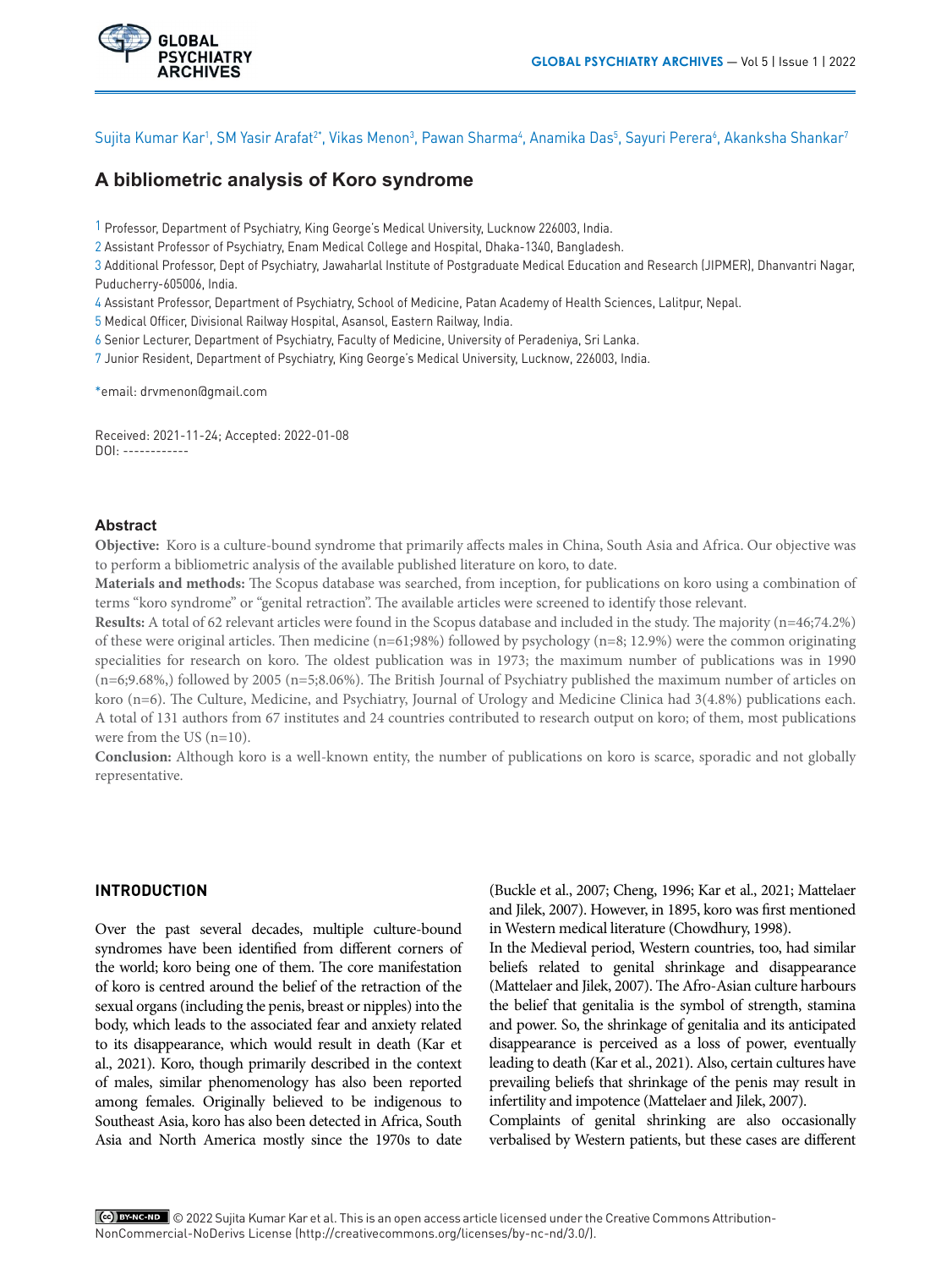Sujita Kumar Kar[1], SM Yasir Arafat[2*], Vikas Menon[3], Pawan Sharma[4], Anamika Das[5], Sayuri Perera[6], Akanksha Shankar[7]

# A bibliometric analysis of Koro syndrome

1 Professor, Department of Psychiatry, King George's Medical University, Lucknow 226003, India.
2 Assistant Professor of Psychiatry, Enam Medical College and Hospital, Dhaka-1340, Bangladesh.
3 Additional Professor, Dept of Psychiatry, Jawaharlal Institute of Postgraduate Medical Education and Research (JIPMER), Dhanvantri Nagar, Puducherry-605006, India.
4 Assistant Professor, Department of Psychiatry, School of Medicine, Patan Academy of Health Sciences, Lalitpur, Nepal.
5 Medical Officer, Divisional Railway Hospital, Asansol, Eastern Railway, India.
6 Senior Lecturer, Department of Psychiatry, Faculty of Medicine, University of Peradeniya, Sri Lanka.
7 Junior Resident, Department of Psychiatry, King George's Medical University, Lucknow, 226003, India.

*email: drvmenon@gmail.com

Received: 2021-11-24; Accepted: 2022-01-08
DOI: ------------

## Abstract

**Objective:** Koro is a culture-bound syndrome that primarily affects males in China, South Asia and Africa. Our objective was to perform a bibliometric analysis of the available published literature on koro, to date.

**Materials and methods:** The Scopus database was searched, from inception, for publications on koro using a combination of terms "koro syndrome" or "genital retraction". The available articles were screened to identify those relevant.

**Results:** A total of 62 relevant articles were found in the Scopus database and included in the study. The majority (n=46;74.2%) of these were original articles. Then medicine (n=61;98%) followed by psychology (n=8; 12.9%) were the common originating specialities for research on koro. The oldest publication was in 1973; the maximum number of publications was in 1990 (n=6;9.68%,) followed by 2005 (n=5;8.06%). The British Journal of Psychiatry published the maximum number of articles on koro (n=6). The Culture, Medicine, and Psychiatry, Journal of Urology and Medicine Clinica had 3(4.8%) publications each. A total of 131 authors from 67 institutes and 24 countries contributed to research output on koro; of them, most publications were from the US (n=10).

**Conclusion:** Although koro is a well-known entity, the number of publications on koro is scarce, sporadic and not globally representative.

## INTRODUCTION

Over the past several decades, multiple culture-bound syndromes have been identified from different corners of the world; koro being one of them. The core manifestation of koro is centred around the belief of the retraction of the sexual organs (including the penis, breast or nipples) into the body, which leads to the associated fear and anxiety related to its disappearance, which would result in death (Kar et al., 2021). Koro, though primarily described in the context of males, similar phenomenology has also been reported among females. Originally believed to be indigenous to Southeast Asia, koro has also been detected in Africa, South Asia and North America mostly since the 1970s to date (Buckle et al., 2007; Cheng, 1996; Kar et al., 2021; Mattelaer and Jilek, 2007). However, in 1895, koro was first mentioned in Western medical literature (Chowdhury, 1998).

In the Medieval period, Western countries, too, had similar beliefs related to genital shrinkage and disappearance (Mattelaer and Jilek, 2007). The Afro-Asian culture harbours the belief that genitalia is the symbol of strength, stamina and power. So, the shrinkage of genitalia and its anticipated disappearance is perceived as a loss of power, eventually leading to death (Kar et al., 2021). Also, certain cultures have prevailing beliefs that shrinkage of the penis may result in infertility and impotence (Mattelaer and Jilek, 2007).

Complaints of genital shrinking are also occasionally verbalised by Western patients, but these cases are different

© 2022 Sujita Kumar Kar et al. This is an open access article licensed under the Creative Commons Attribution-NonCommercial-NoDerivs License (http://creativecommons.org/licenses/by-nc-nd/3.0/).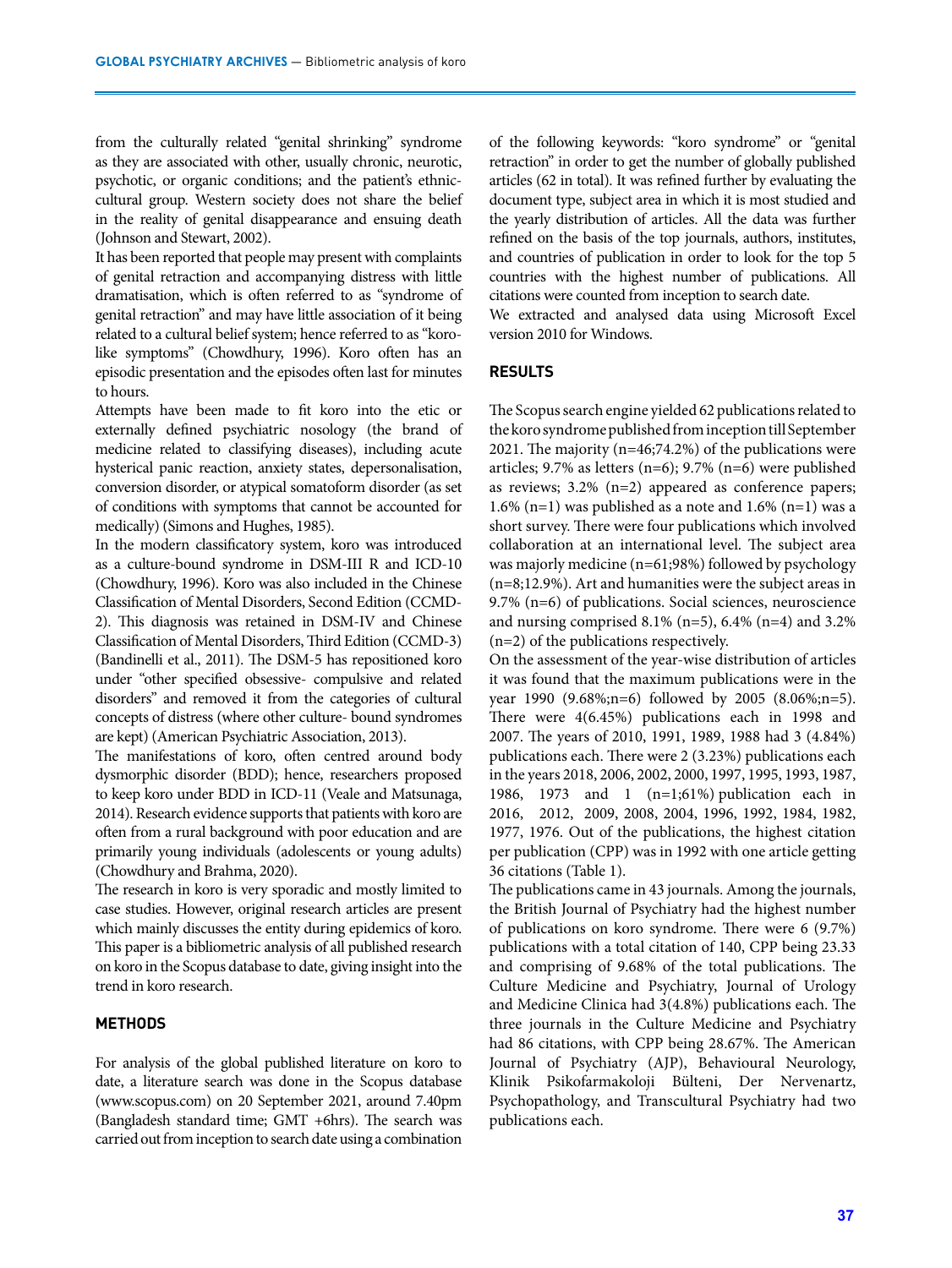from the culturally related "genital shrinking" syndrome as they are associated with other, usually chronic, neurotic, psychotic, or organic conditions; and the patient's ethnic-cultural group. Western society does not share the belief in the reality of genital disappearance and ensuing death (Johnson and Stewart, 2002).

It has been reported that people may present with complaints of genital retraction and accompanying distress with little dramatisation, which is often referred to as "syndrome of genital retraction" and may have little association of it being related to a cultural belief system; hence referred to as "koro-like symptoms" (Chowdhury, 1996). Koro often has an episodic presentation and the episodes often last for minutes to hours.

Attempts have been made to fit koro into the etic or externally defined psychiatric nosology (the brand of medicine related to classifying diseases), including acute hysterical panic reaction, anxiety states, depersonalisation, conversion disorder, or atypical somatoform disorder (as set of conditions with symptoms that cannot be accounted for medically) (Simons and Hughes, 1985).

In the modern classificatory system, koro was introduced as a culture-bound syndrome in DSM-III R and ICD-10 (Chowdhury, 1996). Koro was also included in the Chinese Classification of Mental Disorders, Second Edition (CCMD-2). This diagnosis was retained in DSM-IV and Chinese Classification of Mental Disorders, Third Edition (CCMD-3) (Bandinelli et al., 2011). The DSM-5 has repositioned koro under "other specified obsessive- compulsive and related disorders" and removed it from the categories of cultural concepts of distress (where other culture- bound syndromes are kept) (American Psychiatric Association, 2013).

The manifestations of koro, often centred around body dysmorphic disorder (BDD); hence, researchers proposed to keep koro under BDD in ICD-11 (Veale and Matsunaga, 2014). Research evidence supports that patients with koro are often from a rural background with poor education and are primarily young individuals (adolescents or young adults) (Chowdhury and Brahma, 2020).

The research in koro is very sporadic and mostly limited to case studies. However, original research articles are present which mainly discusses the entity during epidemics of koro. This paper is a bibliometric analysis of all published research on koro in the Scopus database to date, giving insight into the trend in koro research.

## METHODS

For analysis of the global published literature on koro to date, a literature search was done in the Scopus database (www.scopus.com) on 20 September 2021, around 7.40pm (Bangladesh standard time; GMT +6hrs). The search was carried out from inception to search date using a combination of the following keywords: "koro syndrome" or "genital retraction" in order to get the number of globally published articles (62 in total). It was refined further by evaluating the document type, subject area in which it is most studied and the yearly distribution of articles. All the data was further refined on the basis of the top journals, authors, institutes, and countries of publication in order to look for the top 5 countries with the highest number of publications. All citations were counted from inception to search date.

We extracted and analysed data using Microsoft Excel version 2010 for Windows.

## RESULTS

The Scopus search engine yielded 62 publications related to the koro syndrome published from inception till September 2021. The majority (n=46;74.2%) of the publications were articles; 9.7% as letters (n=6); 9.7% (n=6) were published as reviews; 3.2% (n=2) appeared as conference papers; 1.6% (n=1) was published as a note and 1.6% (n=1) was a short survey. There were four publications which involved collaboration at an international level. The subject area was majorly medicine (n=61;98%) followed by psychology (n=8;12.9%). Art and humanities were the subject areas in 9.7% (n=6) of publications. Social sciences, neuroscience and nursing comprised 8.1% (n=5), 6.4% (n=4) and 3.2% (n=2) of the publications respectively.

On the assessment of the year-wise distribution of articles it was found that the maximum publications were in the year 1990 (9.68%;n=6) followed by 2005 (8.06%;n=5). There were 4(6.45%) publications each in 1998 and 2007. The years of 2010, 1991, 1989, 1988 had 3 (4.84%) publications each. There were 2 (3.23%) publications each in the years 2018, 2006, 2002, 2000, 1997, 1995, 1993, 1987, 1986, 1973 and 1 (n=1;61%) publication each in 2016, 2012, 2009, 2008, 2004, 1996, 1992, 1984, 1982, 1977, 1976. Out of the publications, the highest citation per publication (CPP) was in 1992 with one article getting 36 citations (Table 1).

The publications came in 43 journals. Among the journals, the British Journal of Psychiatry had the highest number of publications on koro syndrome. There were 6 (9.7%) publications with a total citation of 140, CPP being 23.33 and comprising of 9.68% of the total publications. The Culture Medicine and Psychiatry, Journal of Urology and Medicine Clinica had 3(4.8%) publications each. The three journals in the Culture Medicine and Psychiatry had 86 citations, with CPP being 28.67%. The American Journal of Psychiatry (AJP), Behavioural Neurology, Klinik Psikofarmakoloji Bülteni, Der Nervenartz, Psychopathology, and Transcultural Psychiatry had two publications each.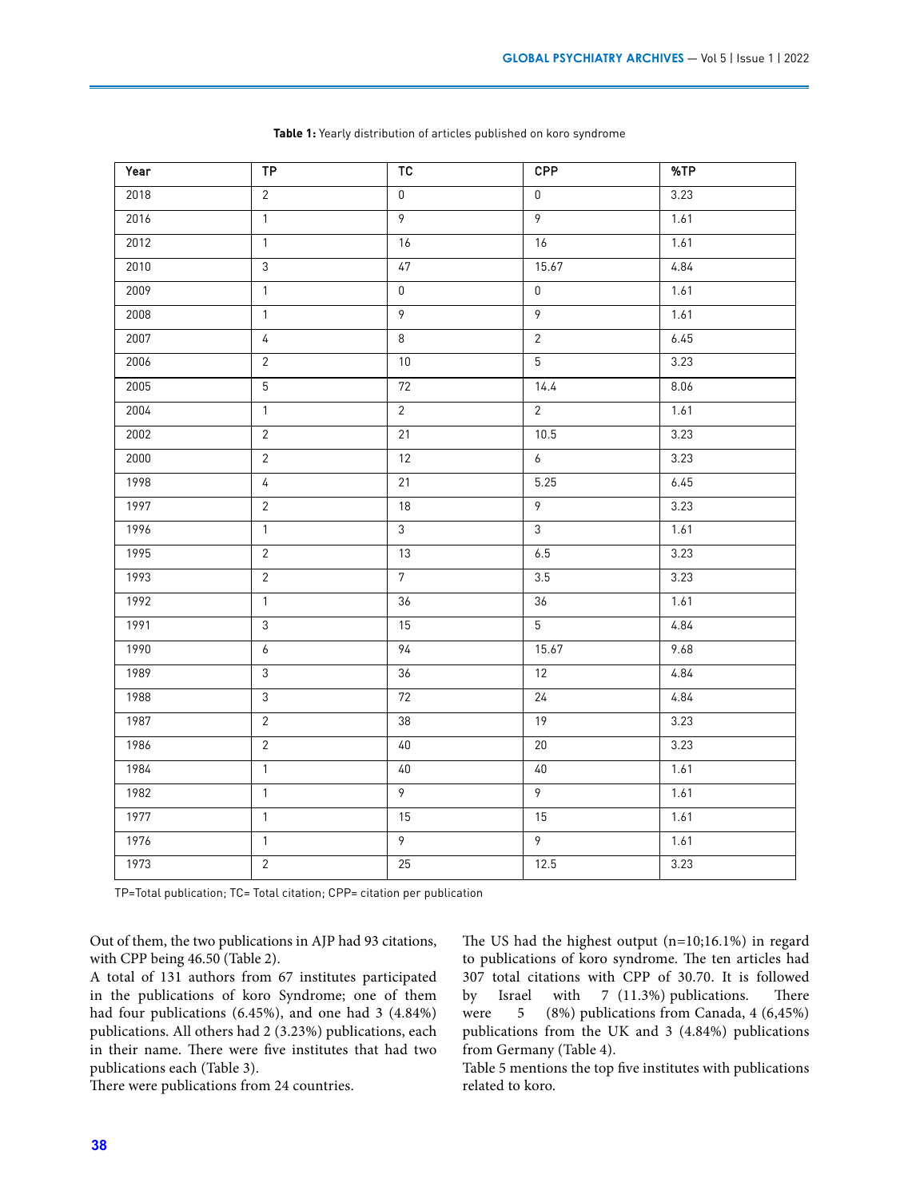**Table 1:** Yearly distribution of articles published on koro syndrome

| Year | TP | TC | CPP | %TP |
|---|---|---|---|---|
| 2018 | 2 | 0 | 0 | 3.23 |
| 2016 | 1 | 9 | 9 | 1.61 |
| 2012 | 1 | 16 | 16 | 1.61 |
| 2010 | 3 | 47 | 15.67 | 4.84 |
| 2009 | 1 | 0 | 0 | 1.61 |
| 2008 | 1 | 9 | 9 | 1.61 |
| 2007 | 4 | 8 | 2 | 6.45 |
| 2006 | 2 | 10 | 5 | 3.23 |
| 2005 | 5 | 72 | 14.4 | 8.06 |
| 2004 | 1 | 2 | 2 | 1.61 |
| 2002 | 2 | 21 | 10.5 | 3.23 |
| 2000 | 2 | 12 | 6 | 3.23 |
| 1998 | 4 | 21 | 5.25 | 6.45 |
| 1997 | 2 | 18 | 9 | 3.23 |
| 1996 | 1 | 3 | 3 | 1.61 |
| 1995 | 2 | 13 | 6.5 | 3.23 |
| 1993 | 2 | 7 | 3.5 | 3.23 |
| 1992 | 1 | 36 | 36 | 1.61 |
| 1991 | 3 | 15 | 5 | 4.84 |
| 1990 | 6 | 94 | 15.67 | 9.68 |
| 1989 | 3 | 36 | 12 | 4.84 |
| 1988 | 3 | 72 | 24 | 4.84 |
| 1987 | 2 | 38 | 19 | 3.23 |
| 1986 | 2 | 40 | 20 | 3.23 |
| 1984 | 1 | 40 | 40 | 1.61 |
| 1982 | 1 | 9 | 9 | 1.61 |
| 1977 | 1 | 15 | 15 | 1.61 |
| 1976 | 1 | 9 | 9 | 1.61 |
| 1973 | 2 | 25 | 12.5 | 3.23 |

TP=Total publication; TC= Total citation; CPP= citation per publication

Out of them, the two publications in AJP had 93 citations, with CPP being 46.50 (Table 2).

A total of 131 authors from 67 institutes participated in the publications of koro Syndrome; one of them had four publications (6.45%), and one had 3 (4.84%) publications. All others had 2 (3.23%) publications, each in their name. There were five institutes that had two publications each (Table 3).

There were publications from 24 countries.

The US had the highest output (n=10;16.1%) in regard to publications of koro syndrome. The ten articles had 307 total citations with CPP of 30.70. It is followed by Israel with 7 (11.3%) publications. There were 5 (8%) publications from Canada, 4 (6,45%) publications from the UK and 3 (4.84%) publications from Germany (Table 4).

Table 5 mentions the top five institutes with publications related to koro.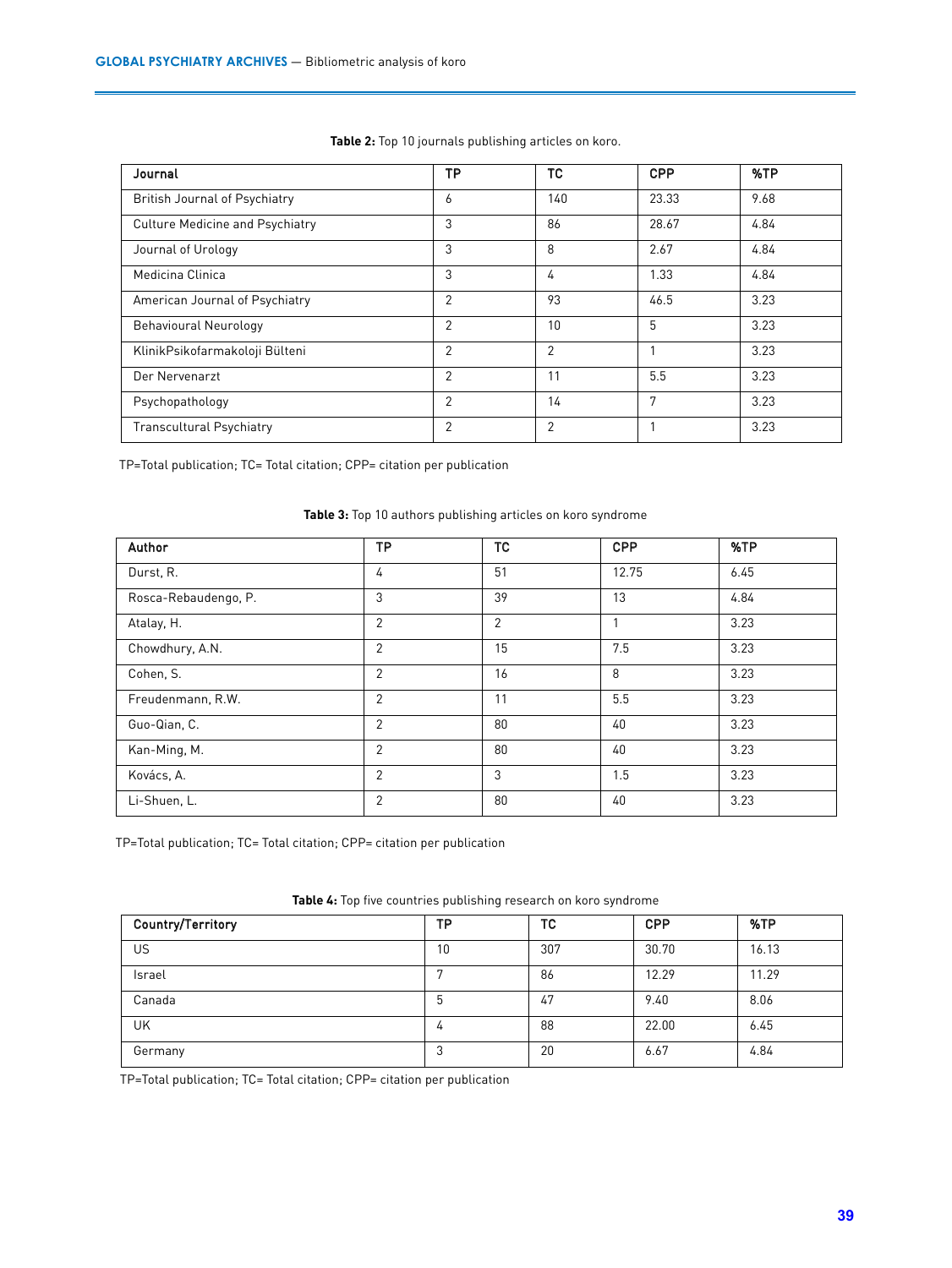**Table 2:** Top 10 journals publishing articles on koro.

| Journal | TP | TC | CPP | %TP |
|---|---|---|---|---|
| British Journal of Psychiatry | 6 | 140 | 23.33 | 9.68 |
| Culture Medicine and Psychiatry | 3 | 86 | 28.67 | 4.84 |
| Journal of Urology | 3 | 8 | 2.67 | 4.84 |
| Medicina Clinica | 3 | 4 | 1.33 | 4.84 |
| American Journal of Psychiatry | 2 | 93 | 46.5 | 3.23 |
| Behavioural Neurology | 2 | 10 | 5 | 3.23 |
| KlinikPsikofarmakoloji Bülteni | 2 | 2 | 1 | 3.23 |
| Der Nervenarzt | 2 | 11 | 5.5 | 3.23 |
| Psychopathology | 2 | 14 | 7 | 3.23 |
| Transcultural Psychiatry | 2 | 2 | 1 | 3.23 |

TP=Total publication; TC= Total citation; CPP= citation per publication

**Table 3:** Top 10 authors publishing articles on koro syndrome

| Author | TP | TC | CPP | %TP |
|---|---|---|---|---|
| Durst, R. | 4 | 51 | 12.75 | 6.45 |
| Rosca-Rebaudengo, P. | 3 | 39 | 13 | 4.84 |
| Atalay, H. | 2 | 2 | 1 | 3.23 |
| Chowdhury, A.N. | 2 | 15 | 7.5 | 3.23 |
| Cohen, S. | 2 | 16 | 8 | 3.23 |
| Freudenmann, R.W. | 2 | 11 | 5.5 | 3.23 |
| Guo-Qian, C. | 2 | 80 | 40 | 3.23 |
| Kan-Ming, M. | 2 | 80 | 40 | 3.23 |
| Kovács, A. | 2 | 3 | 1.5 | 3.23 |
| Li-Shuen, L. | 2 | 80 | 40 | 3.23 |

TP=Total publication; TC= Total citation; CPP= citation per publication

**Table 4:** Top five countries publishing research on koro syndrome

| Country/Territory | TP | TC | CPP | %TP |
|---|---|---|---|---|
| US | 10 | 307 | 30.70 | 16.13 |
| Israel | 7 | 86 | 12.29 | 11.29 |
| Canada | 5 | 47 | 9.40 | 8.06 |
| UK | 4 | 88 | 22.00 | 6.45 |
| Germany | 3 | 20 | 6.67 | 4.84 |

TP=Total publication; TC= Total citation; CPP= citation per publication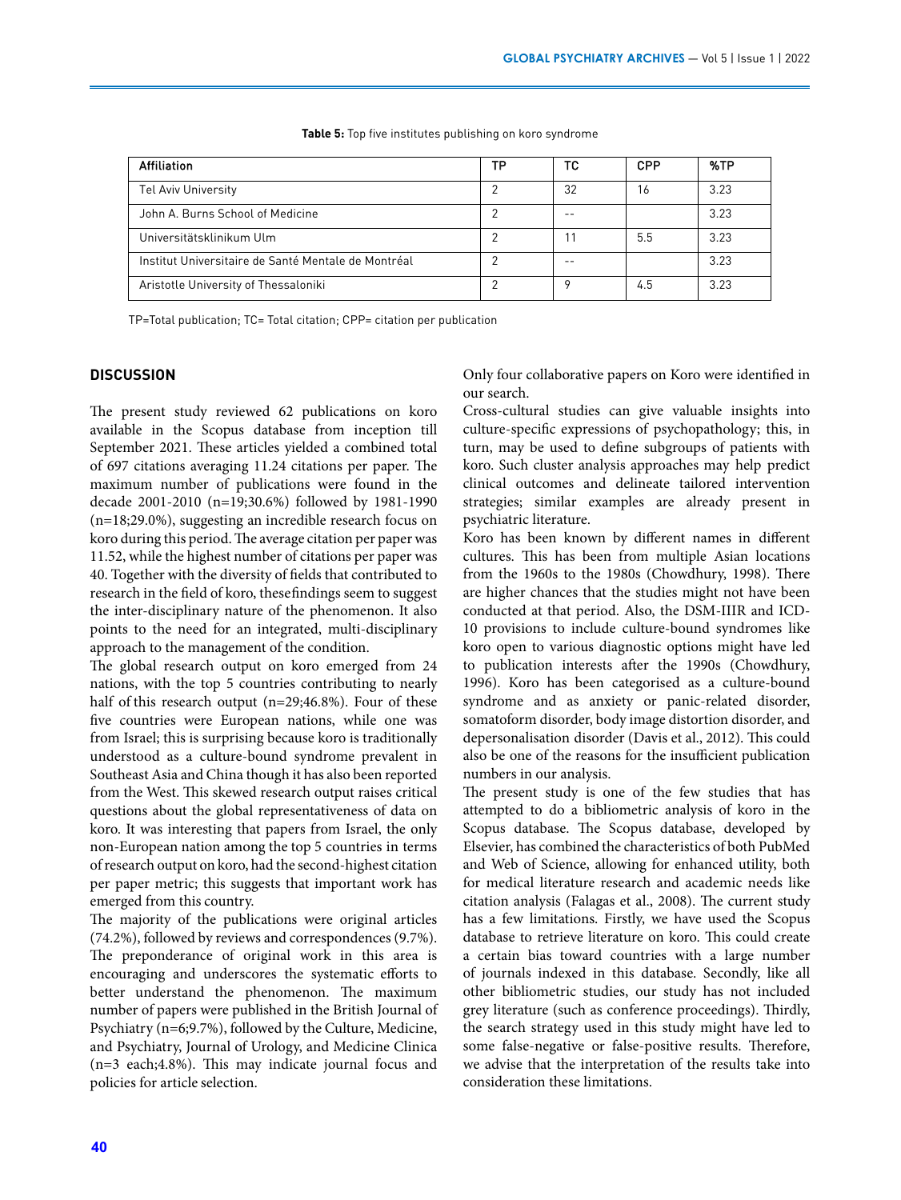**Table 5:** Top five institutes publishing on koro syndrome

| Affiliation | TP | TC | CPP | %TP |
|---|---|---|---|---|
| Tel Aviv University | 2 | 32 | 16 | 3.23 |
| John A. Burns School of Medicine | 2 | -- | | 3.23 |
| Universitätsklinikum Ulm | 2 | 11 | 5.5 | 3.23 |
| Institut Universitaire de Santé Mentale de Montréal | 2 | -- | | 3.23 |
| Aristotle University of Thessaloniki | 2 | 9 | 4.5 | 3.23 |

TP=Total publication; TC= Total citation; CPP= citation per publication

## DISCUSSION

The present study reviewed 62 publications on koro available in the Scopus database from inception till September 2021. These articles yielded a combined total of 697 citations averaging 11.24 citations per paper. The maximum number of publications were found in the decade 2001-2010 (n=19;30.6%) followed by 1981-1990 (n=18;29.0%), suggesting an incredible research focus on koro during this period. The average citation per paper was 11.52, while the highest number of citations per paper was 40. Together with the diversity of fields that contributed to research in the field of koro, thesefindings seem to suggest the inter-disciplinary nature of the phenomenon. It also points to the need for an integrated, multi-disciplinary approach to the management of the condition.

The global research output on koro emerged from 24 nations, with the top 5 countries contributing to nearly half of this research output (n=29;46.8%). Four of these five countries were European nations, while one was from Israel; this is surprising because koro is traditionally understood as a culture-bound syndrome prevalent in Southeast Asia and China though it has also been reported from the West. This skewed research output raises critical questions about the global representativeness of data on koro. It was interesting that papers from Israel, the only non-European nation among the top 5 countries in terms of research output on koro, had the second-highest citation per paper metric; this suggests that important work has emerged from this country.

The majority of the publications were original articles (74.2%), followed by reviews and correspondences (9.7%). The preponderance of original work in this area is encouraging and underscores the systematic efforts to better understand the phenomenon. The maximum number of papers were published in the British Journal of Psychiatry (n=6;9.7%), followed by the Culture, Medicine, and Psychiatry, Journal of Urology, and Medicine Clinica (n=3 each;4.8%). This may indicate journal focus and policies for article selection.

Only four collaborative papers on Koro were identified in our search.

Cross-cultural studies can give valuable insights into culture-specific expressions of psychopathology; this, in turn, may be used to define subgroups of patients with koro. Such cluster analysis approaches may help predict clinical outcomes and delineate tailored intervention strategies; similar examples are already present in psychiatric literature.

Koro has been known by different names in different cultures. This has been from multiple Asian locations from the 1960s to the 1980s (Chowdhury, 1998). There are higher chances that the studies might not have been conducted at that period. Also, the DSM-IIIR and ICD-10 provisions to include culture-bound syndromes like koro open to various diagnostic options might have led to publication interests after the 1990s (Chowdhury, 1996). Koro has been categorised as a culture-bound syndrome and as anxiety or panic-related disorder, somatoform disorder, body image distortion disorder, and depersonalisation disorder (Davis et al., 2012). This could also be one of the reasons for the insufficient publication numbers in our analysis.

The present study is one of the few studies that has attempted to do a bibliometric analysis of koro in the Scopus database. The Scopus database, developed by Elsevier, has combined the characteristics of both PubMed and Web of Science, allowing for enhanced utility, both for medical literature research and academic needs like citation analysis (Falagas et al., 2008). The current study has a few limitations. Firstly, we have used the Scopus database to retrieve literature on koro. This could create a certain bias toward countries with a large number of journals indexed in this database. Secondly, like all other bibliometric studies, our study has not included grey literature (such as conference proceedings). Thirdly, the search strategy used in this study might have led to some false-negative or false-positive results. Therefore, we advise that the interpretation of the results take into consideration these limitations.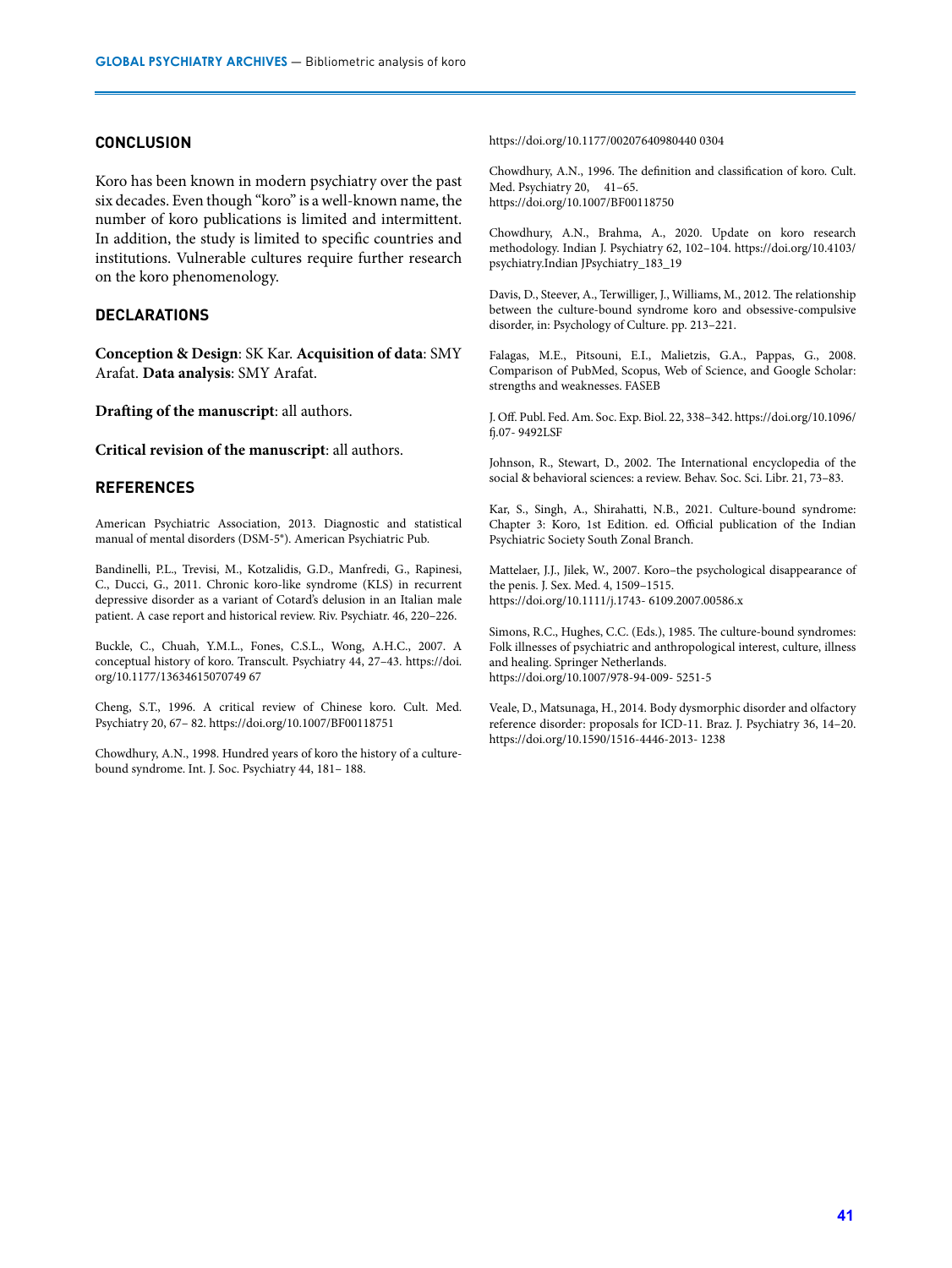## CONCLUSION

Koro has been known in modern psychiatry over the past six decades. Even though "koro" is a well-known name, the number of koro publications is limited and intermittent. In addition, the study is limited to specific countries and institutions. Vulnerable cultures require further research on the koro phenomenology.

## DECLARATIONS

**Conception & Design**: SK Kar. **Acquisition of data**: SMY Arafat. **Data analysis**: SMY Arafat.

**Drafting of the manuscript**: all authors.

**Critical revision of the manuscript**: all authors.

## REFERENCES

American Psychiatric Association, 2013. Diagnostic and statistical manual of mental disorders (DSM-5®). American Psychiatric Pub.

Bandinelli, P.L., Trevisi, M., Kotzalidis, G.D., Manfredi, G., Rapinesi, C., Ducci, G., 2011. Chronic koro-like syndrome (KLS) in recurrent depressive disorder as a variant of Cotard's delusion in an Italian male patient. A case report and historical review. Riv. Psychiatr. 46, 220–226.

Buckle, C., Chuah, Y.M.L., Fones, C.S.L., Wong, A.H.C., 2007. A conceptual history of koro. Transcult. Psychiatry 44, 27–43. https://doi.org/10.1177/13634615070749 67

Cheng, S.T., 1996. A critical review of Chinese koro. Cult. Med. Psychiatry 20, 67– 82. https://doi.org/10.1007/BF00118751

Chowdhury, A.N., 1998. Hundred years of koro the history of a culture-bound syndrome. Int. J. Soc. Psychiatry 44, 181– 188. https://doi.org/10.1177/00207640980440 0304

Chowdhury, A.N., 1996. The definition and classification of koro. Cult. Med. Psychiatry 20, 41–65. https://doi.org/10.1007/BF00118750

Chowdhury, A.N., Brahma, A., 2020. Update on koro research methodology. Indian J. Psychiatry 62, 102–104. https://doi.org/10.4103/psychiatry.Indian JPsychiatry_183_19

Davis, D., Steever, A., Terwilliger, J., Williams, M., 2012. The relationship between the culture-bound syndrome koro and obsessive-compulsive disorder, in: Psychology of Culture. pp. 213–221.

Falagas, M.E., Pitsouni, E.I., Malietzis, G.A., Pappas, G., 2008. Comparison of PubMed, Scopus, Web of Science, and Google Scholar: strengths and weaknesses. FASEB

J. Off. Publ. Fed. Am. Soc. Exp. Biol. 22, 338–342. https://doi.org/10.1096/fj.07- 9492LSF

Johnson, R., Stewart, D., 2002. The International encyclopedia of the social & behavioral sciences: a review. Behav. Soc. Sci. Libr. 21, 73–83.

Kar, S., Singh, A., Shirahatti, N.B., 2021. Culture-bound syndrome: Chapter 3: Koro, 1st Edition. ed. Official publication of the Indian Psychiatric Society South Zonal Branch.

Mattelaer, J.J., Jilek, W., 2007. Koro–the psychological disappearance of the penis. J. Sex. Med. 4, 1509–1515. https://doi.org/10.1111/j.1743- 6109.2007.00586.x

Simons, R.C., Hughes, C.C. (Eds.), 1985. The culture-bound syndromes: Folk illnesses of psychiatric and anthropological interest, culture, illness and healing. Springer Netherlands. https://doi.org/10.1007/978-94-009- 5251-5

Veale, D., Matsunaga, H., 2014. Body dysmorphic disorder and olfactory reference disorder: proposals for ICD-11. Braz. J. Psychiatry 36, 14–20. https://doi.org/10.1590/1516-4446-2013- 1238